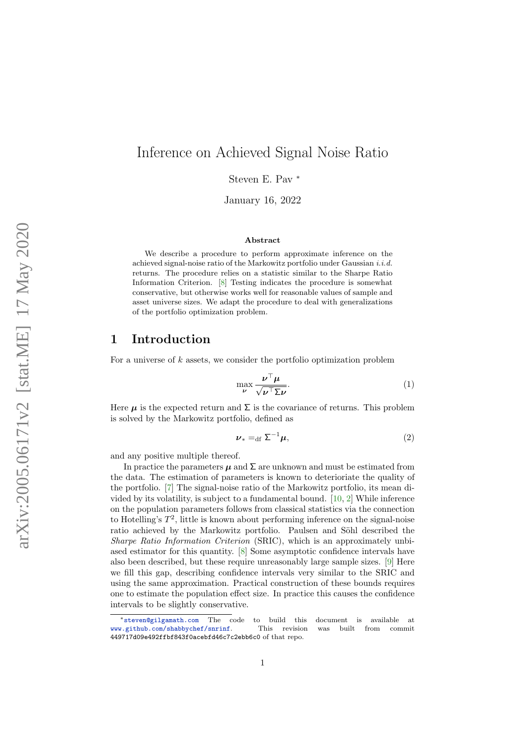# Inference on Achieved Signal Noise Ratio

Steven E. Pav [*]

January 16, 2022

### Abstract

We describe a procedure to perform approximate inference on the achieved signal-noise ratio of the Markowitz portfolio under Gaussian *i.i.d.* returns. The procedure relies on a statistic similar to the Sharpe Ratio Information Criterion. [8] Testing indicates the procedure is somewhat conservative, but otherwise works well for reasonable values of sample and asset universe sizes. We adapt the procedure to deal with generalizations of the portfolio optimization problem.

## 1 Introduction

For a universe of $k$ assets, we consider the portfolio optimization problem

$$\max_{\boldsymbol{\nu}} \frac{\boldsymbol{\nu}^{\top}\boldsymbol{\mu}}{\sqrt{\boldsymbol{\nu}^{\top}\Sigma\boldsymbol{\nu}}}. \tag{1}$$

Here $\boldsymbol{\mu}$ is the expected return and $\Sigma$ is the covariance of returns. This problem is solved by the Markowitz portfolio, defined as

$$\boldsymbol{\nu}_{*} =_{\mathrm{df}} \Sigma^{-1}\boldsymbol{\mu}, \tag{2}$$

and any positive multiple thereof.

In practice the parameters $\boldsymbol{\mu}$ and $\Sigma$ are unknown and must be estimated from the data. The estimation of parameters is known to deteriorate the quality of the portfolio. [7] The signal-noise ratio of the Markowitz portfolio, its mean divided by its volatility, is subject to a fundamental bound. [10, 2] While inference on the population parameters follows from classical statistics via the connection to Hotelling's $T^2$, little is known about performing inference on the signal-noise ratio achieved by the Markowitz portfolio. Paulsen and Söhl described the *Sharpe Ratio Information Criterion* (SRIC), which is an approximately unbiased estimator for this quantity. [8] Some asymptotic confidence intervals have also been described, but these require unreasonably large sample sizes. [9] Here we fill this gap, describing confidence intervals very similar to the SRIC and using the same approximation. Practical construction of these bounds requires one to estimate the population effect size. In practice this causes the confidence intervals to be slightly conservative.

[*] steven@gilgamath.com The code to build this document is available at www.github.com/shabbychef/snrinf. This revision was built from commit 449717d09e492ffbf843f0acebfd46c7c2ebb6c0 of that repo.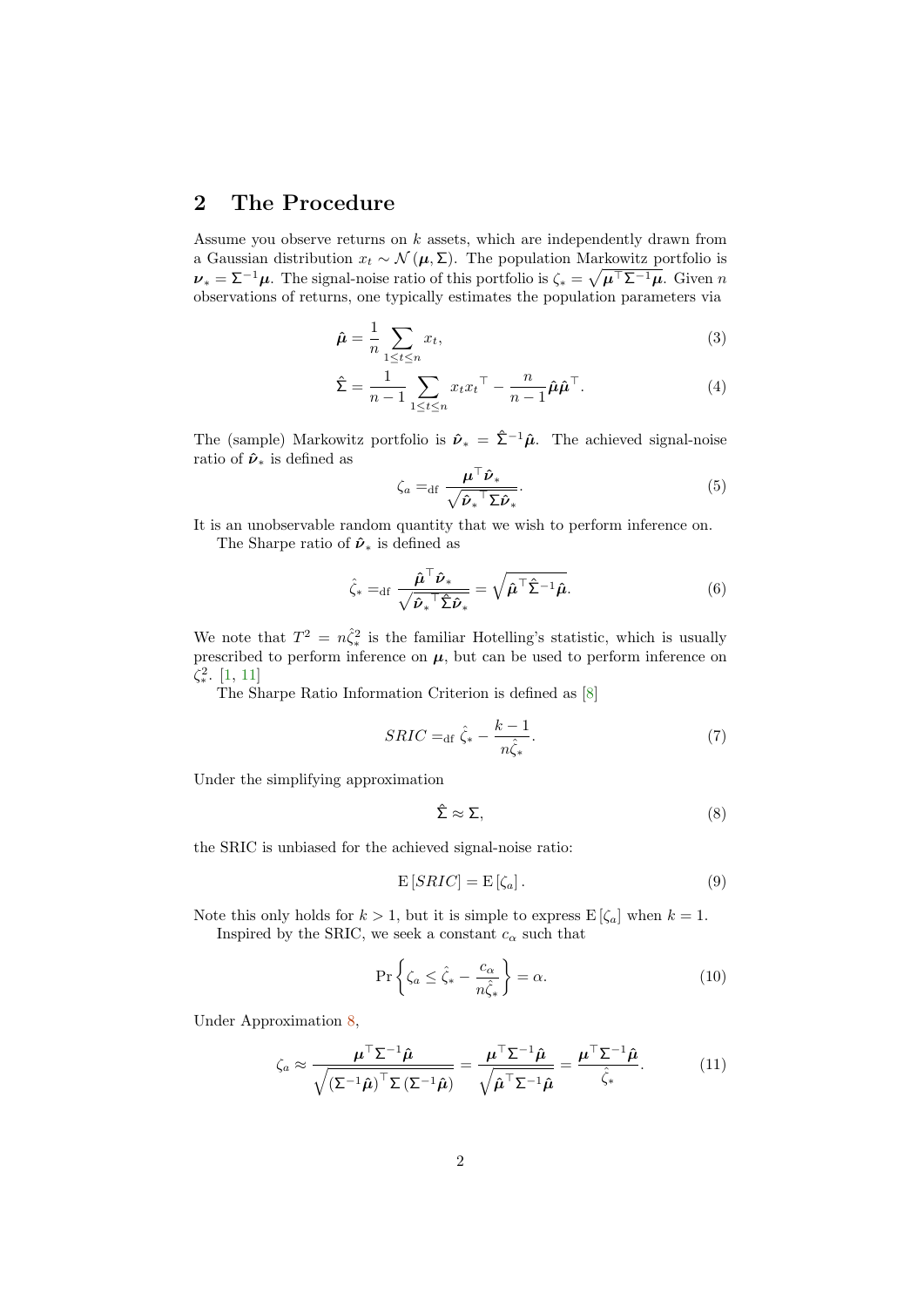## 2 The Procedure

Assume you observe returns on $k$ assets, which are independently drawn from a Gaussian distribution $x_t \sim \mathcal{N}(\boldsymbol{\mu}, \Sigma)$. The population Markowitz portfolio is $\boldsymbol{\nu}_* = \Sigma^{-1}\boldsymbol{\mu}$. The signal-noise ratio of this portfolio is $\zeta_* = \sqrt{\boldsymbol{\mu}^\top \Sigma^{-1} \boldsymbol{\mu}}$. Given $n$ observations of returns, one typically estimates the population parameters via

$$\hat{\boldsymbol{\mu}} = \frac{1}{n} \sum_{1 \le t \le n} x_t, \tag{3}$$

$$\hat{\Sigma} = \frac{1}{n-1} \sum_{1 \le t \le n} x_t {x_t}^\top - \frac{n}{n-1} \hat{\boldsymbol{\mu}} \hat{\boldsymbol{\mu}}^\top. \tag{4}$$

The (sample) Markowitz portfolio is $\hat{\boldsymbol{\nu}}_* = \hat{\Sigma}^{-1}\hat{\boldsymbol{\mu}}$. The achieved signal-noise ratio of $\hat{\boldsymbol{\nu}}_*$ is defined as

$$\zeta_a =_{\text{df}} \frac{\boldsymbol{\mu}^\top \hat{\boldsymbol{\nu}}_*}{\sqrt{{\hat{\boldsymbol{\nu}}_*}^\top \Sigma \hat{\boldsymbol{\nu}}_*}}. \tag{5}$$

It is an unobservable random quantity that we wish to perform inference on.

The Sharpe ratio of $\hat{\boldsymbol{\nu}}_*$ is defined as

$$\hat{\zeta}_* =_{\text{df}} \frac{\hat{\boldsymbol{\mu}}^\top \hat{\boldsymbol{\nu}}_*}{\sqrt{{\hat{\boldsymbol{\nu}}_*}^\top \hat{\Sigma} \hat{\boldsymbol{\nu}}_*}} = \sqrt{\hat{\boldsymbol{\mu}}^\top \hat{\Sigma}^{-1} \hat{\boldsymbol{\mu}}}. \tag{6}$$

We note that $T^2 = n\hat{\zeta}_*^2$ is the familiar Hotelling's statistic, which is usually prescribed to perform inference on $\boldsymbol{\mu}$, but can be used to perform inference on $\zeta_*^2$. [1, 11]

The Sharpe Ratio Information Criterion is defined as [8]

$$SRIC =_{\text{df}} \hat{\zeta}_* - \frac{k-1}{n\hat{\zeta}_*}. \tag{7}$$

Under the simplifying approximation

$$\hat{\Sigma} \approx \Sigma, \tag{8}$$

the SRIC is unbiased for the achieved signal-noise ratio:

$$\mathrm{E}\left[SRIC\right] = \mathrm{E}\left[\zeta_a\right]. \tag{9}$$

Note this only holds for $k > 1$, but it is simple to express $\mathrm{E}\left[\zeta_a\right]$ when $k = 1$.

Inspired by the SRIC, we seek a constant $c_\alpha$ such that

$$\Pr\left\{\zeta_a \le \hat{\zeta}_* - \frac{c_\alpha}{n\hat{\zeta}_*}\right\} = \alpha. \tag{10}$$

Under Approximation 8,

$$\zeta_a \approx \frac{\boldsymbol{\mu}^\top \Sigma^{-1} \hat{\boldsymbol{\mu}}}{\sqrt{\left(\Sigma^{-1}\hat{\boldsymbol{\mu}}\right)^\top \Sigma \left(\Sigma^{-1}\hat{\boldsymbol{\mu}}\right)}} = \frac{\boldsymbol{\mu}^\top \Sigma^{-1} \hat{\boldsymbol{\mu}}}{\sqrt{\hat{\boldsymbol{\mu}}^\top \Sigma^{-1} \hat{\boldsymbol{\mu}}}} = \frac{\boldsymbol{\mu}^\top \Sigma^{-1} \hat{\boldsymbol{\mu}}}{\hat{\zeta}_*}. \tag{11}$$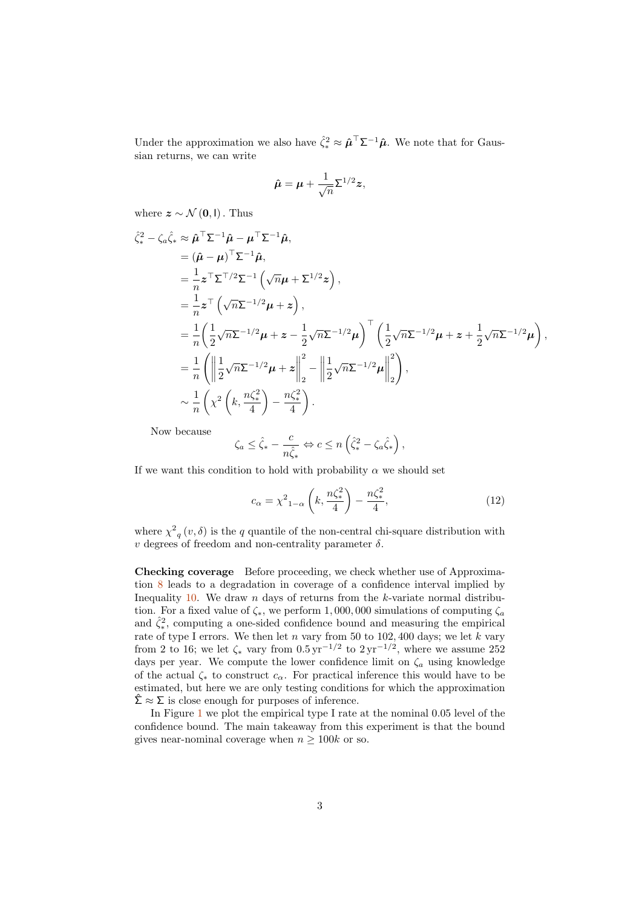Under the approximation we also have $\hat{\zeta}_*^2 \approx \hat{\boldsymbol{\mu}}^\top \mathsf{\Sigma}^{-1} \hat{\boldsymbol{\mu}}$. We note that for Gaussian returns, we can write

$$
\hat{\boldsymbol{\mu}} = \boldsymbol{\mu} + \frac{1}{\sqrt{n}} \mathsf{\Sigma}^{1/2} \boldsymbol{z},
$$

where $\boldsymbol{z} \sim \mathcal{N}(\mathbf{0}, \mathsf{I})$. Thus

$$
\begin{aligned}
\hat{\zeta}_*^2 - \zeta_a \hat{\zeta}_* &\approx \hat{\boldsymbol{\mu}}^\top \mathsf{\Sigma}^{-1} \hat{\boldsymbol{\mu}} - \boldsymbol{\mu}^\top \mathsf{\Sigma}^{-1} \hat{\boldsymbol{\mu}}, \\
&= (\hat{\boldsymbol{\mu}} - \boldsymbol{\mu})^\top \mathsf{\Sigma}^{-1} \hat{\boldsymbol{\mu}}, \\
&= \frac{1}{n} \boldsymbol{z}^\top \mathsf{\Sigma}^{\top/2} \mathsf{\Sigma}^{-1} \left( \sqrt{n} \boldsymbol{\mu} + \mathsf{\Sigma}^{1/2} \boldsymbol{z} \right), \\
&= \frac{1}{n} \boldsymbol{z}^\top \left( \sqrt{n} \mathsf{\Sigma}^{-1/2} \boldsymbol{\mu} + \boldsymbol{z} \right), \\
&= \frac{1}{n} \left( \frac{1}{2} \sqrt{n} \mathsf{\Sigma}^{-1/2} \boldsymbol{\mu} + \boldsymbol{z} - \frac{1}{2} \sqrt{n} \mathsf{\Sigma}^{-1/2} \boldsymbol{\mu} \right)^\top \left( \frac{1}{2} \sqrt{n} \mathsf{\Sigma}^{-1/2} \boldsymbol{\mu} + \boldsymbol{z} + \frac{1}{2} \sqrt{n} \mathsf{\Sigma}^{-1/2} \boldsymbol{\mu} \right), \\
&= \frac{1}{n} \left( \left\| \frac{1}{2} \sqrt{n} \mathsf{\Sigma}^{-1/2} \boldsymbol{\mu} + \boldsymbol{z} \right\|_2^2 - \left\| \frac{1}{2} \sqrt{n} \mathsf{\Sigma}^{-1/2} \boldsymbol{\mu} \right\|_2^2 \right), \\
&\sim \frac{1}{n} \left( \chi^2 \left( k, \frac{n \zeta_*^2}{4} \right) - \frac{n \zeta_*^2}{4} \right).
\end{aligned}
$$

Now because

$$
\zeta_a \le \hat{\zeta}_* - \frac{c}{n \hat{\zeta}_*} \Leftrightarrow c \le n \left( \hat{\zeta}_*^2 - \zeta_a \hat{\zeta}_* \right),
$$

If we want this condition to hold with probability $\alpha$ we should set

$$
c_\alpha = {\chi^2}_{1-\alpha} \left( k, \frac{n \zeta_*^2}{4} \right) - \frac{n \zeta_*^2}{4}, \tag{12}
$$

where ${\chi^2}_q (v, \delta)$ is the $q$ quantile of the non-central chi-square distribution with $v$ degrees of freedom and non-centrality parameter $\delta$.

**Checking coverage** Before proceeding, we check whether use of Approximation 8 leads to a degradation in coverage of a confidence interval implied by Inequality 10. We draw $n$ days of returns from the $k$-variate normal distribution. For a fixed value of $\zeta_*$, we perform 1,000,000 simulations of computing $\zeta_a$ and $\hat{\zeta}_*^2$, computing a one-sided confidence bound and measuring the empirical rate of type I errors. We then let $n$ vary from 50 to 102,400 days; we let $k$ vary from 2 to 16; we let $\zeta_*$ vary from $0.5\,\mathrm{yr}^{-1/2}$ to $2\,\mathrm{yr}^{-1/2}$, where we assume 252 days per year. We compute the lower confidence limit on $\zeta_a$ using knowledge of the actual $\zeta_*$ to construct $c_\alpha$. For practical inference this would have to be estimated, but here we are only testing conditions for which the approximation $\hat{\mathsf{\Sigma}} \approx \mathsf{\Sigma}$ is close enough for purposes of inference.

In Figure 1 we plot the empirical type I rate at the nominal 0.05 level of the confidence bound. The main takeaway from this experiment is that the bound gives near-nominal coverage when $n \ge 100k$ or so.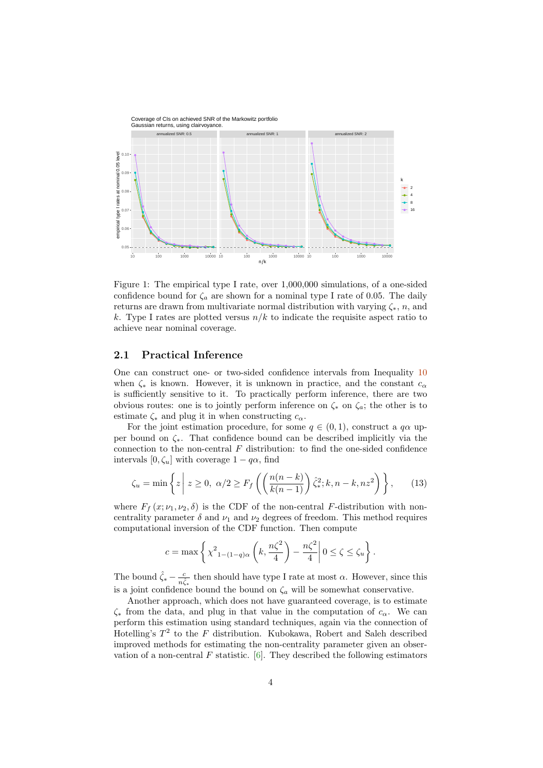Figure 1: The empirical type I rate, over 1,000,000 simulations, of a one-sided confidence bound for $\zeta_a$ are shown for a nominal type I rate of 0.05. The daily returns are drawn from multivariate normal distribution with varying $\zeta_*$, $n$, and $k$. Type I rates are plotted versus $n/k$ to indicate the requisite aspect ratio to achieve near nominal coverage.

## 2.1 Practical Inference

One can construct one- or two-sided confidence intervals from Inequality 10 when $\zeta_*$ is known. However, it is unknown in practice, and the constant $c_\alpha$ is sufficiently sensitive to it. To practically perform inference, there are two obvious routes: one is to jointly perform inference on $\zeta_*$ on $\zeta_a$; the other is to estimate $\zeta_*$ and plug it in when constructing $c_\alpha$.

For the joint estimation procedure, for some $q \in (0, 1)$, construct a $q\alpha$ upper bound on $\zeta_*$. That confidence bound can be described implicitly via the connection to the non-central $F$ distribution: to find the one-sided confidence intervals $[0, \zeta_u]$ with coverage $1 - q\alpha$, find

$$\zeta_u = \min\left\{ z \,\middle|\, z \geq 0,\ \alpha/2 \geq F_f\left(\left(\frac{n(n-k)}{k(n-1)}\right)\hat{\zeta}_*^2; k, n-k, nz^2\right)\right\}, \tag{13}$$

where $F_f\left(x; \nu_1, \nu_2, \delta\right)$ is the CDF of the non-central $F$-distribution with non-centrality parameter $\delta$ and $\nu_1$ and $\nu_2$ degrees of freedom. This method requires computational inversion of the CDF function. Then compute

$$c = \max\left\{ {\chi^2}_{1-(1-q)\alpha}\left(k, \frac{n\zeta^2}{4}\right) - \frac{n\zeta^2}{4} \,\middle|\, 0 \leq \zeta \leq \zeta_u \right\}.$$

The bound $\hat{\zeta}_* - \frac{c}{n\hat{\zeta}_*}$ then should have type I rate at most $\alpha$. However, since this is a joint confidence bound the bound on $\zeta_a$ will be somewhat conservative.

Another approach, which does not have guaranteed coverage, is to estimate $\zeta_*$ from the data, and plug in that value in the computation of $c_\alpha$. We can perform this estimation using standard techniques, again via the connection of Hotelling's $T^2$ to the $F$ distribution. Kubokawa, Robert and Saleh described improved methods for estimating the non-centrality parameter given an observation of a non-central $F$ statistic. [6]. They described the following estimators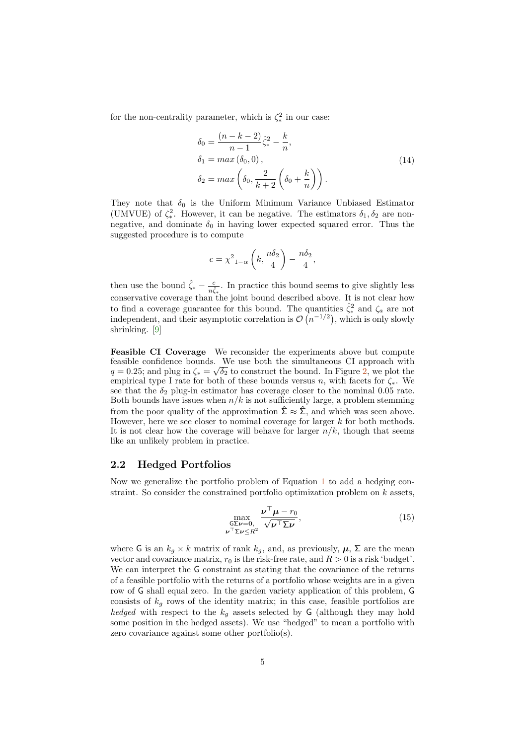for the non-centrality parameter, which is $\zeta_*^2$ in our case:

$$
\begin{aligned}
\delta_0 &= \frac{(n-k-2)}{n-1}\hat{\zeta}_*^2 - \frac{k}{n},\\
\delta_1 &= max\left(\delta_0, 0\right),\\
\delta_2 &= max\left(\delta_0, \frac{2}{k+2}\left(\delta_0 + \frac{k}{n}\right)\right).
\end{aligned}
\tag{14}
$$

They note that $\delta_0$ is the Uniform Minimum Variance Unbiased Estimator (UMVUE) of $\zeta_*^2$. However, it can be negative. The estimators $\delta_1, \delta_2$ are non-negative, and dominate $\delta_0$ in having lower expected squared error. Thus the suggested procedure is to compute

$$
c = {\chi^2}_{1-\alpha}\left(k, \frac{n\delta_2}{4}\right) - \frac{n\delta_2}{4},
$$

then use the bound $\hat{\zeta}_* - \frac{c}{n\hat{\zeta}_*}$. In practice this bound seems to give slightly less conservative coverage than the joint bound described above. It is not clear how to find a coverage guarantee for this bound. The quantities $\hat{\zeta}_*^2$ and $\zeta_a$ are not independent, and their asymptotic correlation is $\mathcal{O}\left(n^{-1/2}\right)$, which is only slowly shrinking. [9]

**Feasible CI Coverage** We reconsider the experiments above but compute feasible confidence bounds. We use both the simultaneous CI approach with $q = 0.25$; and plug in $\zeta_* = \sqrt{\delta_2}$ to construct the bound. In Figure 2, we plot the empirical type I rate for both of these bounds versus $n$, with facets for $\zeta_*$. We see that the $\delta_2$ plug-in estimator has coverage closer to the nominal 0.05 rate. Both bounds have issues when $n/k$ is not sufficiently large, a problem stemming from the poor quality of the approximation $\hat{\hat{\Sigma}} \approx \hat{\Sigma}$, and which was seen above. However, here we see closer to nominal coverage for larger $k$ for both methods. It is not clear how the coverage will behave for larger $n/k$, though that seems like an unlikely problem in practice.

## 2.2 Hedged Portfolios

Now we generalize the portfolio problem of Equation 1 to add a hedging constraint. So consider the constrained portfolio optimization problem on $k$ assets,

$$
\max_{\substack{\mathsf{G}\boldsymbol{\Sigma}\boldsymbol{\nu}=\mathbf{0},\\ \boldsymbol{\nu}^\top\boldsymbol{\Sigma}\boldsymbol{\nu}\le R^2}} \frac{\boldsymbol{\nu}^\top\boldsymbol{\mu} - r_0}{\sqrt{\boldsymbol{\nu}^\top\boldsymbol{\Sigma}\boldsymbol{\nu}}},
\tag{15}
$$

where $\mathsf{G}$ is an $k_g \times k$ matrix of rank $k_g$, and, as previously, $\boldsymbol{\mu}$, $\boldsymbol{\Sigma}$ are the mean vector and covariance matrix, $r_0$ is the risk-free rate, and $R > 0$ is a risk 'budget'. We can interpret the $\mathsf{G}$ constraint as stating that the covariance of the returns of a feasible portfolio with the returns of a portfolio whose weights are in a given row of $\mathsf{G}$ shall equal zero. In the garden variety application of this problem, $\mathsf{G}$ consists of $k_g$ rows of the identity matrix; in this case, feasible portfolios are *hedged* with respect to the $k_g$ assets selected by $\mathsf{G}$ (although they may hold some position in the hedged assets). We use "hedged" to mean a portfolio with zero covariance against some other portfolio(s).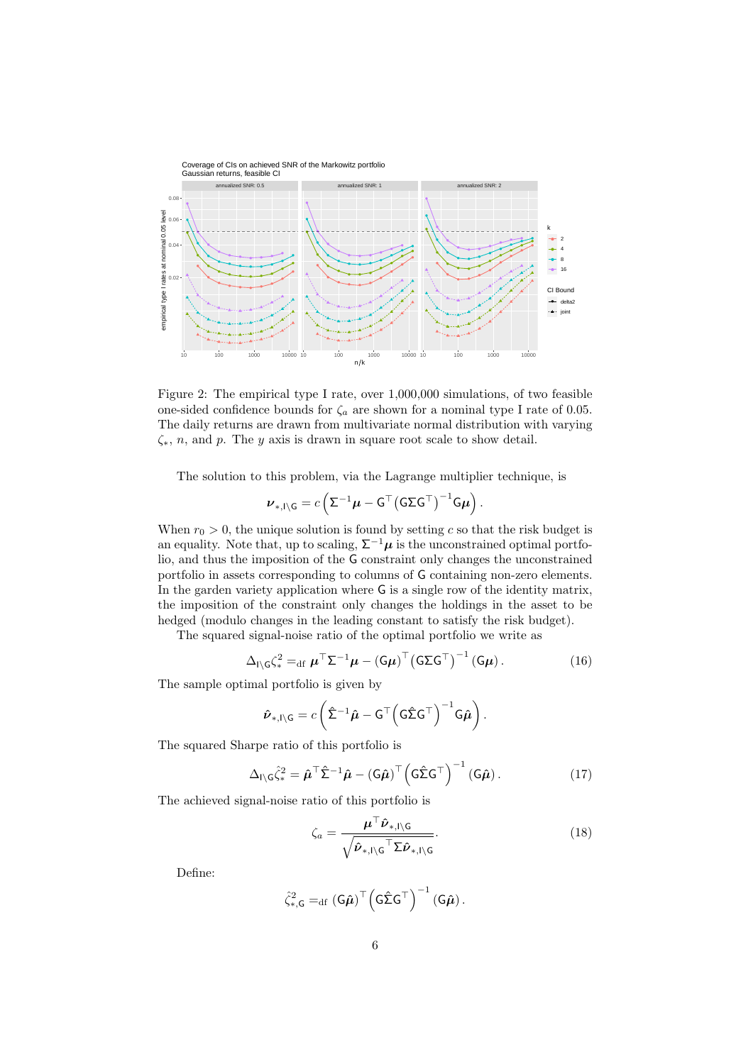Figure 2: The empirical type I rate, over 1,000,000 simulations, of two feasible one-sided confidence bounds for $\zeta_a$ are shown for a nominal type I rate of 0.05. The daily returns are drawn from multivariate normal distribution with varying $\zeta_*$, $n$, and $p$. The $y$ axis is drawn in square root scale to show detail.

The solution to this problem, via the Lagrange multiplier technique, is

$$\boldsymbol{\nu}_{*,\mathsf{I}\setminus\mathsf{G}} = c\left(\Sigma^{-1}\boldsymbol{\mu} - \mathsf{G}^{\top}\left(\mathsf{G}\Sigma\mathsf{G}^{\top}\right)^{-1}\mathsf{G}\boldsymbol{\mu}\right).$$

When $r_0 > 0$, the unique solution is found by setting $c$ so that the risk budget is an equality. Note that, up to scaling, $\Sigma^{-1}\boldsymbol{\mu}$ is the unconstrained optimal portfolio, and thus the imposition of the $\mathsf{G}$ constraint only changes the unconstrained portfolio in assets corresponding to columns of $\mathsf{G}$ containing non-zero elements. In the garden variety application where $\mathsf{G}$ is a single row of the identity matrix, the imposition of the constraint only changes the holdings in the asset to be hedged (modulo changes in the leading constant to satisfy the risk budget).

The squared signal-noise ratio of the optimal portfolio we write as

$$\Delta_{\mathsf{I}\setminus\mathsf{G}}\zeta_*^2 =_{\mathrm{df}} \boldsymbol{\mu}^{\top}\Sigma^{-1}\boldsymbol{\mu} - \left(\mathsf{G}\boldsymbol{\mu}\right)^{\top}\left(\mathsf{G}\Sigma\mathsf{G}^{\top}\right)^{-1}\left(\mathsf{G}\boldsymbol{\mu}\right). \tag{16}$$

The sample optimal portfolio is given by

$$\hat{\boldsymbol{\nu}}_{*,\mathsf{I}\setminus\mathsf{G}} = c\left(\hat{\Sigma}^{-1}\hat{\boldsymbol{\mu}} - \mathsf{G}^{\top}\left(\mathsf{G}\hat{\Sigma}\mathsf{G}^{\top}\right)^{-1}\mathsf{G}\hat{\boldsymbol{\mu}}\right).$$

The squared Sharpe ratio of this portfolio is

$$\Delta_{\mathsf{I}\setminus\mathsf{G}}\hat{\zeta}_*^2 = \hat{\boldsymbol{\mu}}^{\top}\hat{\Sigma}^{-1}\hat{\boldsymbol{\mu}} - \left(\mathsf{G}\hat{\boldsymbol{\mu}}\right)^{\top}\left(\mathsf{G}\hat{\Sigma}\mathsf{G}^{\top}\right)^{-1}\left(\mathsf{G}\hat{\boldsymbol{\mu}}\right). \tag{17}$$

The achieved signal-noise ratio of this portfolio is

$$\zeta_a = \frac{\boldsymbol{\mu}^{\top}\hat{\boldsymbol{\nu}}_{*,\mathsf{I}\setminus\mathsf{G}}}{\sqrt{\hat{\boldsymbol{\nu}}_{*,\mathsf{I}\setminus\mathsf{G}}{}^{\top}\Sigma\hat{\boldsymbol{\nu}}_{*,\mathsf{I}\setminus\mathsf{G}}}}. \tag{18}$$

Define:

$$\hat{\zeta}_{*,\mathsf{G}}^2 =_{\mathrm{df}} \left(\mathsf{G}\hat{\boldsymbol{\mu}}\right)^{\top}\left(\mathsf{G}\hat{\Sigma}\mathsf{G}^{\top}\right)^{-1}\left(\mathsf{G}\hat{\boldsymbol{\mu}}\right).$$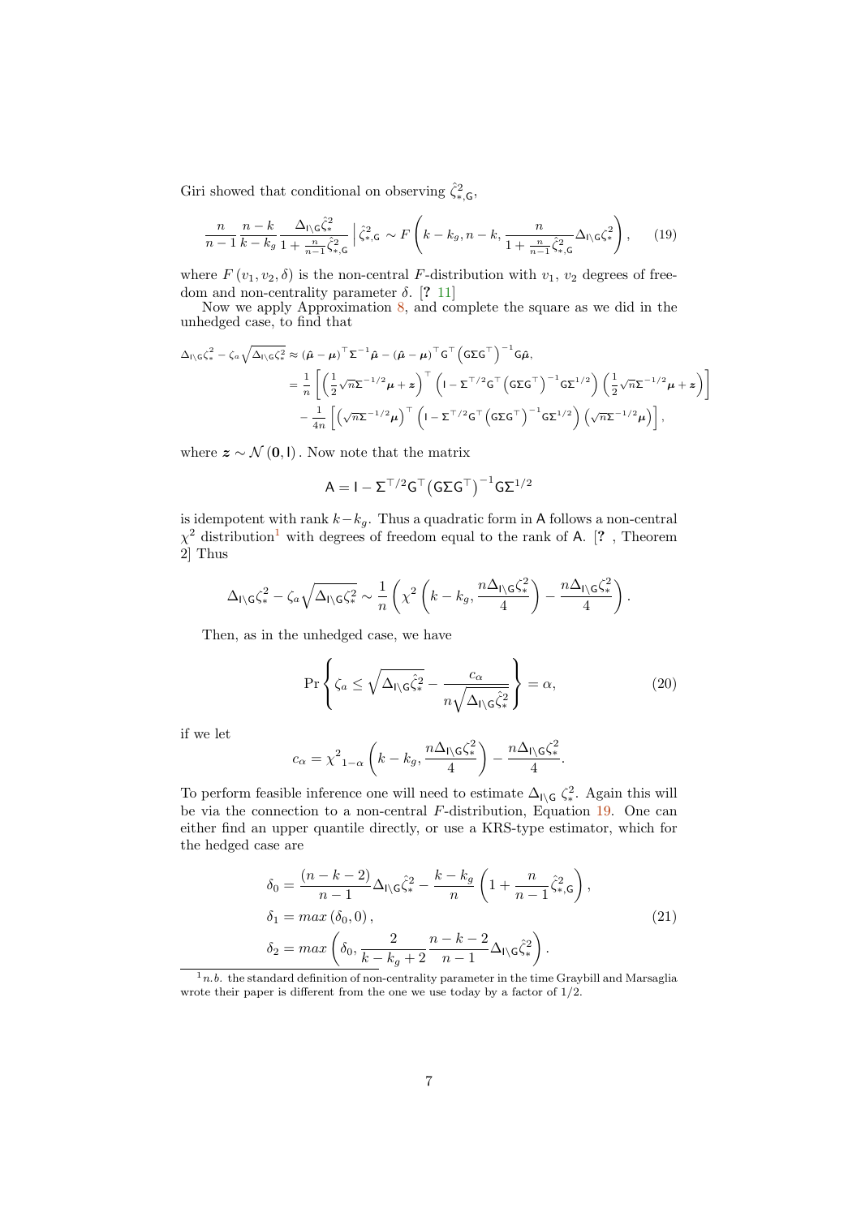Giri showed that conditional on observing $\hat{\zeta}^2_{*,\mathsf{G}}$,

$$\frac{n}{n-1}\frac{n-k}{k-k_g}\frac{\Delta_{\mathsf{I}\backslash\mathsf{G}}\hat{\zeta}^2_*}{1+\frac{n}{n-1}\hat{\zeta}^2_{*,\mathsf{G}}} \,\Big|\, \hat{\zeta}^2_{*,\mathsf{G}} \sim F\left(k-k_g, n-k, \frac{n}{1+\frac{n}{n-1}\hat{\zeta}^2_{*,\mathsf{G}}}\Delta_{\mathsf{I}\backslash\mathsf{G}}\zeta^2_*\right), \tag{19}$$

where $F(v_1, v_2, \delta)$ is the non-central $F$-distribution with $v_1$, $v_2$ degrees of freedom and non-centrality parameter $\delta$. [? 11]

Now we apply Approximation 8, and complete the square as we did in the unhedged case, to find that

$$\begin{aligned}
\Delta_{\mathsf{I}\backslash\mathsf{G}}\zeta^2_* - \zeta_a\sqrt{\Delta_{\mathsf{I}\backslash\mathsf{G}}\zeta^2_*} &\approx (\hat{\boldsymbol{\mu}}-\boldsymbol{\mu})^\top \Sigma^{-1}\hat{\boldsymbol{\mu}} - (\hat{\boldsymbol{\mu}}-\boldsymbol{\mu})^\top \mathsf{G}^\top\left(\mathsf{G}\Sigma\mathsf{G}^\top\right)^{-1}\mathsf{G}\hat{\boldsymbol{\mu}},\\
&= \frac{1}{n}\left[\left(\frac{1}{2}\sqrt{n}\Sigma^{-1/2}\boldsymbol{\mu}+\boldsymbol{z}\right)^\top\left(\mathsf{I}-\Sigma^{\top/2}\mathsf{G}^\top\left(\mathsf{G}\Sigma\mathsf{G}^\top\right)^{-1}\mathsf{G}\Sigma^{1/2}\right)\left(\frac{1}{2}\sqrt{n}\Sigma^{-1/2}\boldsymbol{\mu}+\boldsymbol{z}\right)\right]\\
&\quad - \frac{1}{4n}\left[\left(\sqrt{n}\Sigma^{-1/2}\boldsymbol{\mu}\right)^\top\left(\mathsf{I}-\Sigma^{\top/2}\mathsf{G}^\top\left(\mathsf{G}\Sigma\mathsf{G}^\top\right)^{-1}\mathsf{G}\Sigma^{1/2}\right)\left(\sqrt{n}\Sigma^{-1/2}\boldsymbol{\mu}\right)\right],
\end{aligned}$$

where $\boldsymbol{z} \sim \mathcal{N}(\mathbf{0}, \mathsf{I})$. Now note that the matrix

$$\mathsf{A} = \mathsf{I} - \Sigma^{\top/2}\mathsf{G}^\top\left(\mathsf{G}\Sigma\mathsf{G}^\top\right)^{-1}\mathsf{G}\Sigma^{1/2}$$

is idempotent with rank $k-k_g$. Thus a quadratic form in $\mathsf{A}$ follows a non-central $\chi^2$ distribution[1] with degrees of freedom equal to the rank of $\mathsf{A}$. [? , Theorem 2] Thus

$$\Delta_{\mathsf{I}\backslash\mathsf{G}}\zeta^2_* - \zeta_a\sqrt{\Delta_{\mathsf{I}\backslash\mathsf{G}}\zeta^2_*} \sim \frac{1}{n}\left(\chi^2\left(k-k_g, \frac{n\Delta_{\mathsf{I}\backslash\mathsf{G}}\zeta^2_*}{4}\right) - \frac{n\Delta_{\mathsf{I}\backslash\mathsf{G}}\zeta^2_*}{4}\right).$$

Then, as in the unhedged case, we have

$$\Pr\left\{\zeta_a \le \sqrt{\Delta_{\mathsf{I}\backslash\mathsf{G}}\hat{\zeta}^2_*} - \frac{c_\alpha}{n\sqrt{\Delta_{\mathsf{I}\backslash\mathsf{G}}\hat{\zeta}^2_*}}\right\} = \alpha, \tag{20}$$

if we let

$$c_\alpha = {\chi^2}_{1-\alpha}\left(k-k_g, \frac{n\Delta_{\mathsf{I}\backslash\mathsf{G}}\zeta^2_*}{4}\right) - \frac{n\Delta_{\mathsf{I}\backslash\mathsf{G}}\zeta^2_*}{4}.$$

To perform feasible inference one will need to estimate $\Delta_{\mathsf{I}\backslash\mathsf{G}}\,\zeta^2_*$. Again this will be via the connection to a non-central $F$-distribution, Equation 19. One can either find an upper quantile directly, or use a KRS-type estimator, which for the hedged case are

$$\begin{aligned}
\delta_0 &= \frac{(n-k-2)}{n-1}\Delta_{\mathsf{I}\backslash\mathsf{G}}\hat{\zeta}^2_* - \frac{k-k_g}{n}\left(1+\frac{n}{n-1}\hat{\zeta}^2_{*,\mathsf{G}}\right),\\
\delta_1 &= max\left(\delta_0, 0\right),\\
\delta_2 &= max\left(\delta_0, \frac{2}{k-k_g+2}\frac{n-k-2}{n-1}\Delta_{\mathsf{I}\backslash\mathsf{G}}\hat{\zeta}^2_*\right).
\end{aligned} \tag{21}$$

[1] *n.b.* the standard definition of non-centrality parameter in the time Graybill and Marsaglia wrote their paper is different from the one we use today by a factor of 1/2.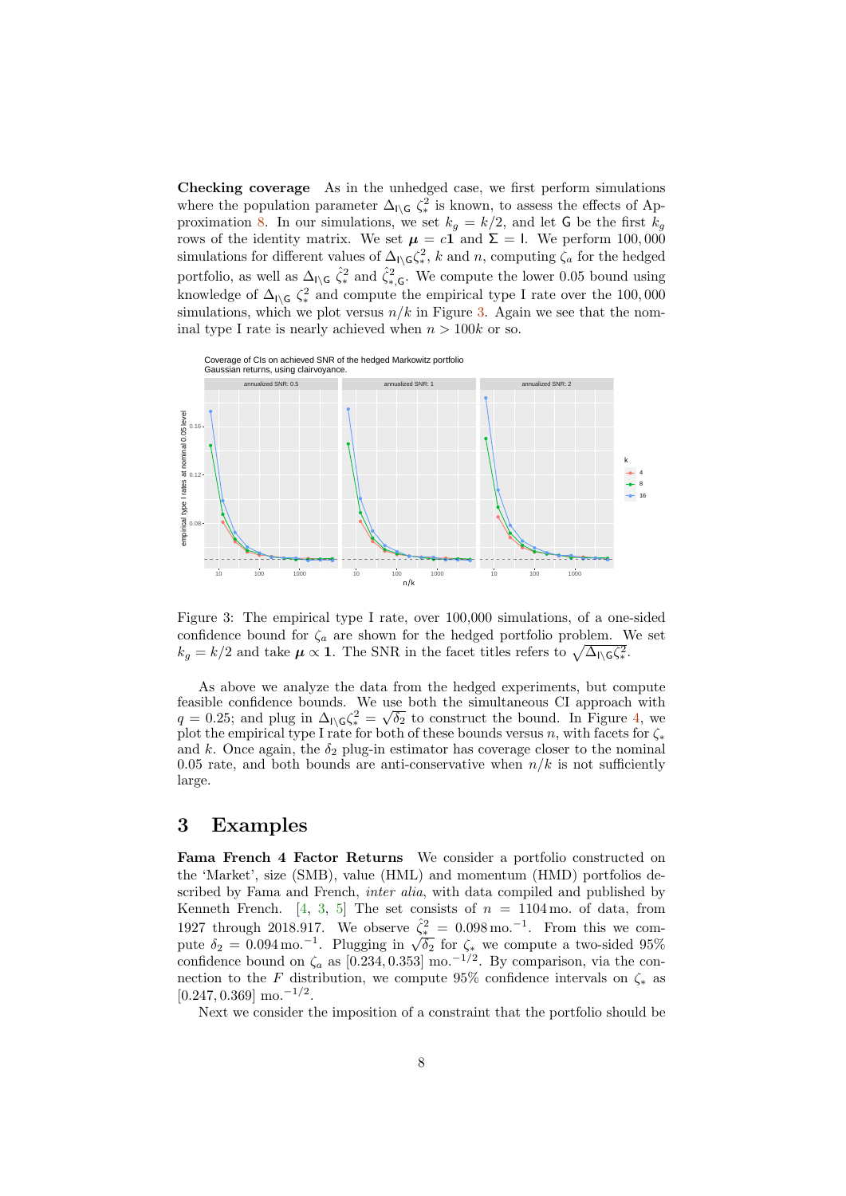**Checking coverage** As in the unhedged case, we first perform simulations where the population parameter $\Delta_{\mathsf{I}\setminus\mathsf{G}}\,\zeta_*^2$ is known, to assess the effects of Approximation 8. In our simulations, we set $k_g = k/2$, and let $\mathsf{G}$ be the first $k_g$ rows of the identity matrix. We set $\boldsymbol{\mu} = c\mathbf{1}$ and $\Sigma = \mathsf{I}$. We perform 100,000 simulations for different values of $\Delta_{\mathsf{I}\setminus\mathsf{G}}\zeta_*^2$, $k$ and $n$, computing $\zeta_a$ for the hedged portfolio, as well as $\Delta_{\mathsf{I}\setminus\mathsf{G}}\,\hat{\zeta}_*^2$ and $\hat{\zeta}_{*,\mathsf{G}}^2$. We compute the lower 0.05 bound using knowledge of $\Delta_{\mathsf{I}\setminus\mathsf{G}}\,\zeta_*^2$ and compute the empirical type I rate over the 100,000 simulations, which we plot versus $n/k$ in Figure 3. Again we see that the nominal type I rate is nearly achieved when $n > 100k$ or so.

Figure 3: The empirical type I rate, over 100,000 simulations, of a one-sided confidence bound for $\zeta_a$ are shown for the hedged portfolio problem. We set $k_g = k/2$ and take $\boldsymbol{\mu} \propto \mathbf{1}$. The SNR in the facet titles refers to $\sqrt{\Delta_{\mathsf{I}\setminus\mathsf{G}}\zeta_*^2}$.

As above we analyze the data from the hedged experiments, but compute feasible confidence bounds. We use both the simultaneous CI approach with $q = 0.25$; and plug in $\Delta_{\mathsf{I}\setminus\mathsf{G}}\zeta_*^2 = \sqrt{\delta_2}$ to construct the bound. In Figure 4, we plot the empirical type I rate for both of these bounds versus $n$, with facets for $\zeta_*$ and $k$. Once again, the $\delta_2$ plug-in estimator has coverage closer to the nominal 0.05 rate, and both bounds are anti-conservative when $n/k$ is not sufficiently large.

## 3 Examples

**Fama French 4 Factor Returns** We consider a portfolio constructed on the 'Market', size (SMB), value (HML) and momentum (HMD) portfolios described by Fama and French, *inter alia*, with data compiled and published by Kenneth French. [4, 3, 5] The set consists of $n = 1104\,\text{mo.}$ of data, from 1927 through 2018.917. We observe $\hat{\zeta}_*^2 = 0.098\,\text{mo.}^{-1}$. From this we compute $\delta_2 = 0.094\,\text{mo.}^{-1}$. Plugging in $\sqrt{\delta_2}$ for $\zeta_*$ we compute a two-sided 95% confidence bound on $\zeta_a$ as $[0.234, 0.353]\ \text{mo.}^{-1/2}$. By comparison, via the connection to the $F$ distribution, we compute 95% confidence intervals on $\zeta_*$ as $[0.247, 0.369]\ \text{mo.}^{-1/2}$.

Next we consider the imposition of a constraint that the portfolio should be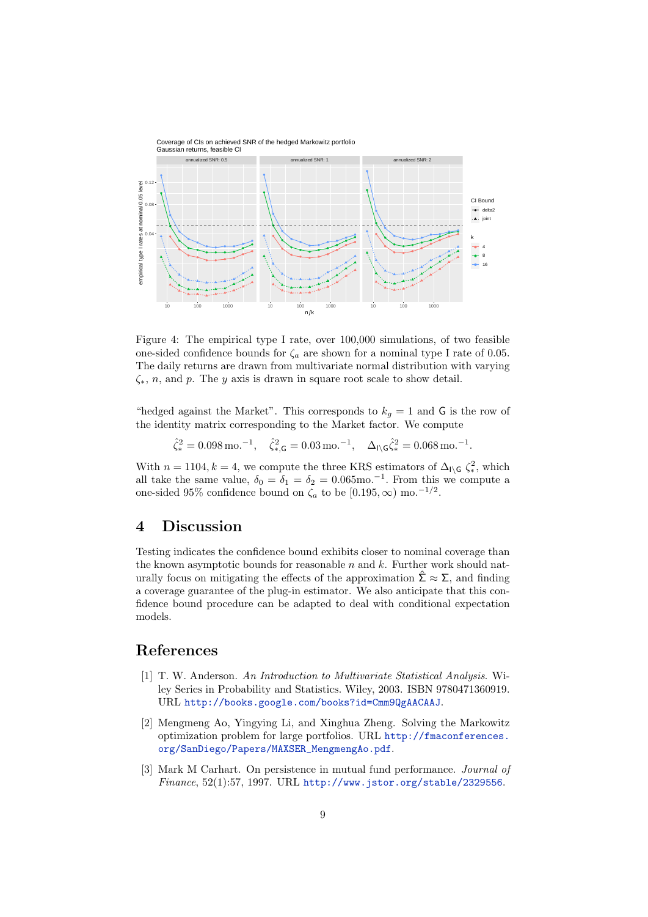Figure 4: The empirical type I rate, over 100,000 simulations, of two feasible one-sided confidence bounds for $\zeta_a$ are shown for a nominal type I rate of 0.05. The daily returns are drawn from multivariate normal distribution with varying $\zeta_*$, $n$, and $p$. The $y$ axis is drawn in square root scale to show detail.

"hedged against the Market". This corresponds to $k_g = 1$ and $\mathsf{G}$ is the row of the identity matrix corresponding to the Market factor. We compute

$$\hat{\zeta}_*^2 = 0.098\,\text{mo.}^{-1}, \quad \hat{\zeta}_{*,\mathsf{G}}^2 = 0.03\,\text{mo.}^{-1}, \quad \Delta_{\mathsf{I}\setminus\mathsf{G}}\hat{\zeta}_*^2 = 0.068\,\text{mo.}^{-1}.$$

With $n = 1104, k = 4$, we compute the three KRS estimators of $\Delta_{\mathsf{I}\setminus\mathsf{G}}\,\zeta_*^2$, which all take the same value, $\delta_0 = \delta_1 = \delta_2 = 0.065\text{mo.}^{-1}$. From this we compute a one-sided 95% confidence bound on $\zeta_a$ to be $[0.195, \infty)$ mo.$^{-1/2}$.

# 4 Discussion

Testing indicates the confidence bound exhibits closer to nominal coverage than the known asymptotic bounds for reasonable $n$ and $k$. Further work should naturally focus on mitigating the effects of the approximation $\hat{\Sigma} \approx \Sigma$, and finding a coverage guarantee of the plug-in estimator. We also anticipate that this confidence bound procedure can be adapted to deal with conditional expectation models.

# References

[1] T. W. Anderson. *An Introduction to Multivariate Statistical Analysis*. Wiley Series in Probability and Statistics. Wiley, 2003. ISBN 9780471360919. URL http://books.google.com/books?id=Cmm9QgAACAAJ.

[2] Mengmeng Ao, Yingying Li, and Xinghua Zheng. Solving the Markowitz optimization problem for large portfolios. URL http://fmaconferences.org/SanDiego/Papers/MAXSER_MengmengAo.pdf.

[3] Mark M Carhart. On persistence in mutual fund performance. *Journal of Finance*, 52(1):57, 1997. URL http://www.jstor.org/stable/2329556.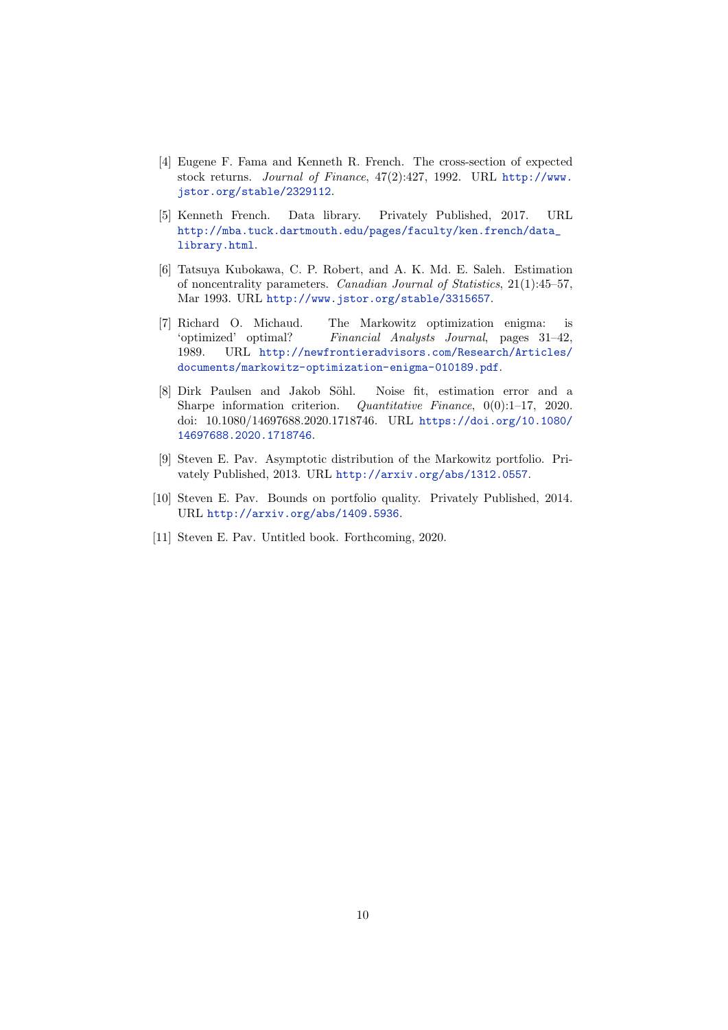[4] Eugene F. Fama and Kenneth R. French. The cross-section of expected stock returns. *Journal of Finance*, 47(2):427, 1992. URL http://www.jstor.org/stable/2329112.

[5] Kenneth French. Data library. Privately Published, 2017. URL http://mba.tuck.dartmouth.edu/pages/faculty/ken.french/data_library.html.

[6] Tatsuya Kubokawa, C. P. Robert, and A. K. Md. E. Saleh. Estimation of noncentrality parameters. *Canadian Journal of Statistics*, 21(1):45–57, Mar 1993. URL http://www.jstor.org/stable/3315657.

[7] Richard O. Michaud. The Markowitz optimization enigma: is 'optimized' optimal? *Financial Analysts Journal*, pages 31–42, 1989. URL http://newfrontieradvisors.com/Research/Articles/documents/markowitz-optimization-enigma-010189.pdf.

[8] Dirk Paulsen and Jakob Söhl. Noise fit, estimation error and a Sharpe information criterion. *Quantitative Finance*, 0(0):1–17, 2020. doi: 10.1080/14697688.2020.1718746. URL https://doi.org/10.1080/14697688.2020.1718746.

[9] Steven E. Pav. Asymptotic distribution of the Markowitz portfolio. Privately Published, 2013. URL http://arxiv.org/abs/1312.0557.

[10] Steven E. Pav. Bounds on portfolio quality. Privately Published, 2014. URL http://arxiv.org/abs/1409.5936.

[11] Steven E. Pav. Untitled book. Forthcoming, 2020.